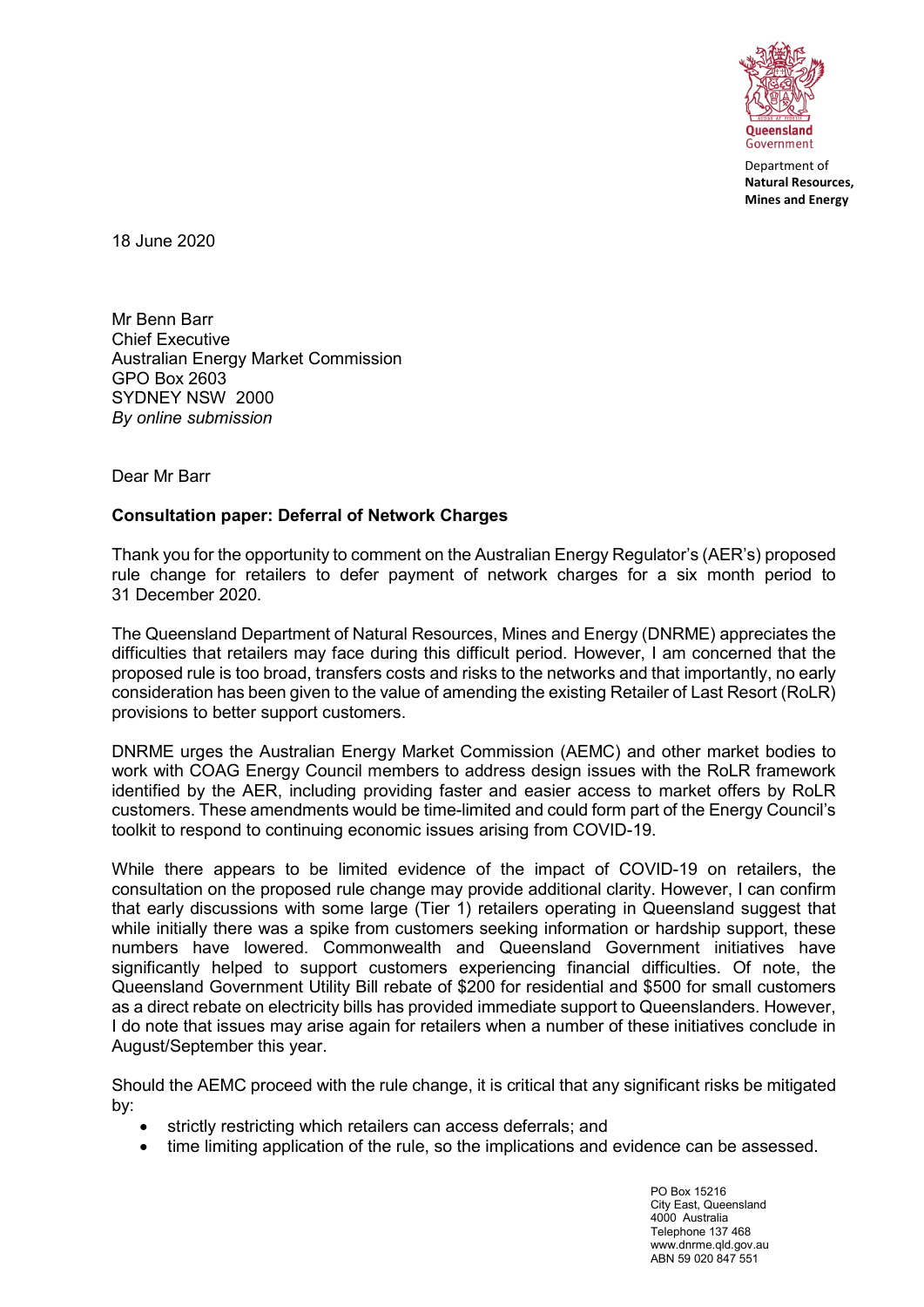Queensland Government

Department of
**Natural Resources, Mines and Energy**

18 June 2020

Mr Benn Barr
Chief Executive
Australian Energy Market Commission
GPO Box 2603
SYDNEY NSW 2000
*By online submission*

Dear Mr Barr

**Consultation paper: Deferral of Network Charges**

Thank you for the opportunity to comment on the Australian Energy Regulator's (AER's) proposed rule change for retailers to defer payment of network charges for a six month period to 31 December 2020.

The Queensland Department of Natural Resources, Mines and Energy (DNRME) appreciates the difficulties that retailers may face during this difficult period. However, I am concerned that the proposed rule is too broad, transfers costs and risks to the networks and that importantly, no early consideration has been given to the value of amending the existing Retailer of Last Resort (RoLR) provisions to better support customers.

DNRME urges the Australian Energy Market Commission (AEMC) and other market bodies to work with COAG Energy Council members to address design issues with the RoLR framework identified by the AER, including providing faster and easier access to market offers by RoLR customers. These amendments would be time-limited and could form part of the Energy Council's toolkit to respond to continuing economic issues arising from COVID-19.

While there appears to be limited evidence of the impact of COVID-19 on retailers, the consultation on the proposed rule change may provide additional clarity. However, I can confirm that early discussions with some large (Tier 1) retailers operating in Queensland suggest that while initially there was a spike from customers seeking information or hardship support, these numbers have lowered. Commonwealth and Queensland Government initiatives have significantly helped to support customers experiencing financial difficulties. Of note, the Queensland Government Utility Bill rebate of $200 for residential and $500 for small customers as a direct rebate on electricity bills has provided immediate support to Queenslanders. However, I do note that issues may arise again for retailers when a number of these initiatives conclude in August/September this year.

Should the AEMC proceed with the rule change, it is critical that any significant risks be mitigated by:

- strictly restricting which retailers can access deferrals; and
- time limiting application of the rule, so the implications and evidence can be assessed.

PO Box 15216
City East, Queensland
4000 Australia
Telephone 137 468
www.dnrme.qld.gov.au
ABN 59 020 847 551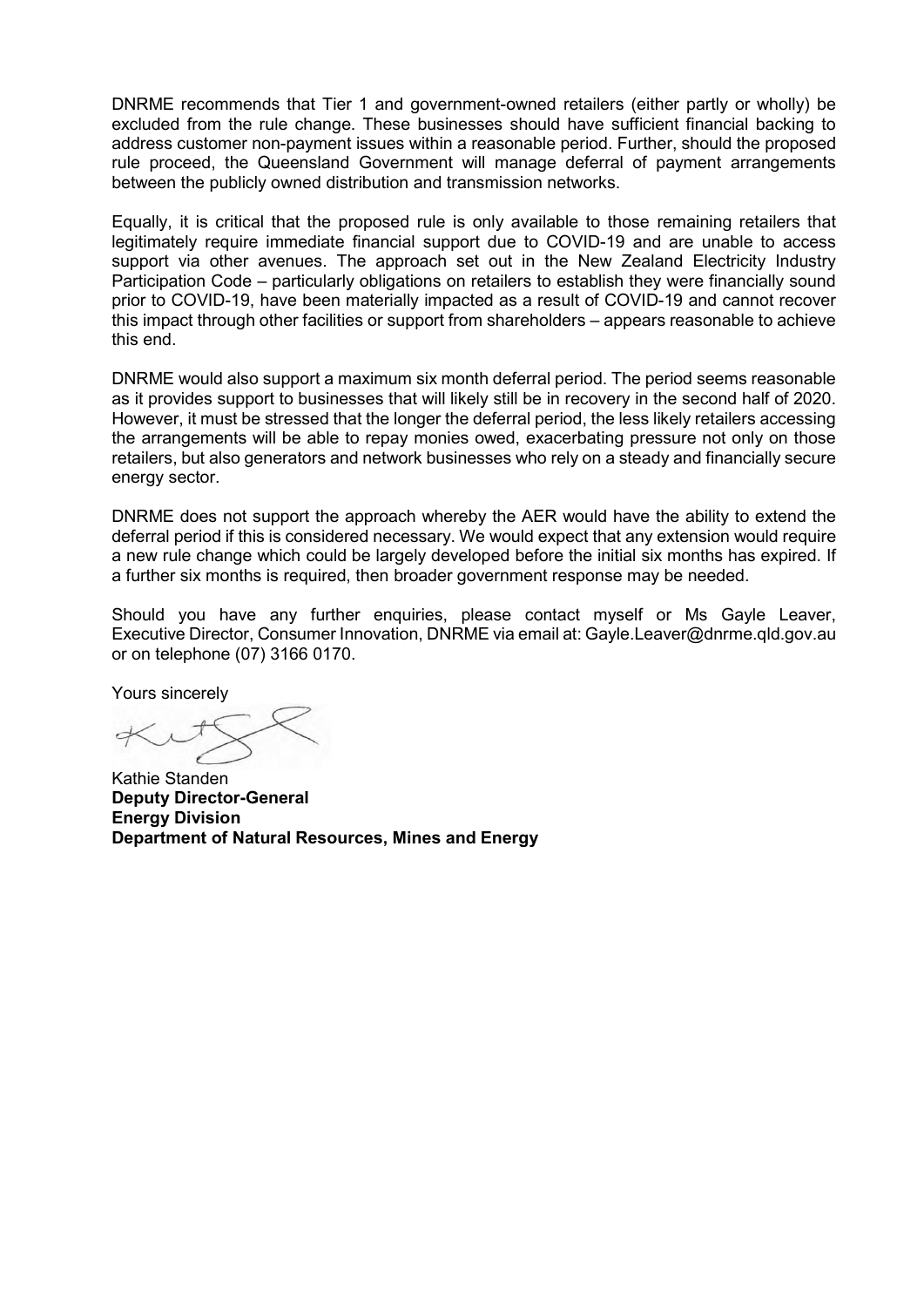DNRME recommends that Tier 1 and government-owned retailers (either partly or wholly) be excluded from the rule change. These businesses should have sufficient financial backing to address customer non-payment issues within a reasonable period. Further, should the proposed rule proceed, the Queensland Government will manage deferral of payment arrangements between the publicly owned distribution and transmission networks.

Equally, it is critical that the proposed rule is only available to those remaining retailers that legitimately require immediate financial support due to COVID-19 and are unable to access support via other avenues. The approach set out in the New Zealand Electricity Industry Participation Code – particularly obligations on retailers to establish they were financially sound prior to COVID-19, have been materially impacted as a result of COVID-19 and cannot recover this impact through other facilities or support from shareholders – appears reasonable to achieve this end.

DNRME would also support a maximum six month deferral period. The period seems reasonable as it provides support to businesses that will likely still be in recovery in the second half of 2020. However, it must be stressed that the longer the deferral period, the less likely retailers accessing the arrangements will be able to repay monies owed, exacerbating pressure not only on those retailers, but also generators and network businesses who rely on a steady and financially secure energy sector.

DNRME does not support the approach whereby the AER would have the ability to extend the deferral period if this is considered necessary. We would expect that any extension would require a new rule change which could be largely developed before the initial six months has expired. If a further six months is required, then broader government response may be needed.

Should you have any further enquiries, please contact myself or Ms Gayle Leaver, Executive Director, Consumer Innovation, DNRME via email at: Gayle.Leaver@dnrme.qld.gov.au or on telephone (07) 3166 0170.

Yours sincerely

Kathie Standen
**Deputy Director-General**
**Energy Division**
**Department of Natural Resources, Mines and Energy**